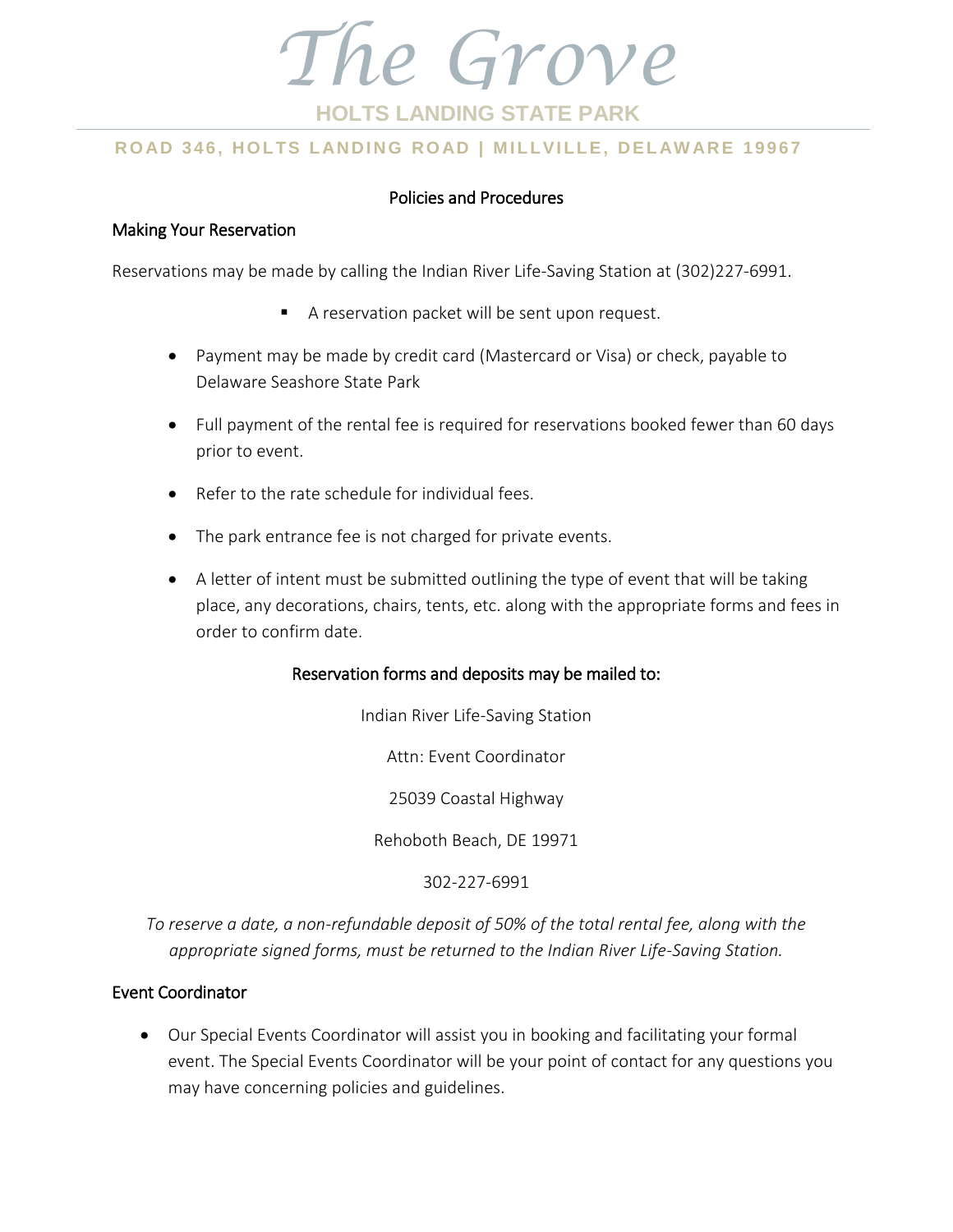# The Grove

## HOLTS LANDING STATE PARK

**ROAD 346, HOLTS LANDING ROAD | MILLVILLE, DELAWARE 19967**

### Policies and Procedures

#### Making Your Reservation

Reservations may be made by calling the Indian River Life-Saving Station at (302)227-6991.

- A reservation packet will be sent upon request.

- Payment may be made by credit card (Mastercard or Visa) or check, payable to Delaware Seashore State Park
- Full payment of the rental fee is required for reservations booked fewer than 60 days prior to event.
- Refer to the rate schedule for individual fees.
- The park entrance fee is not charged for private events.
- A letter of intent must be submitted outlining the type of event that will be taking place, any decorations, chairs, tents, etc. along with the appropriate forms and fees in order to confirm date.

**Reservation forms and deposits may be mailed to:**

Indian River Life-Saving Station

Attn: Event Coordinator

25039 Coastal Highway

Rehoboth Beach, DE 19971

302-227-6991

*To reserve a date, a non-refundable deposit of 50% of the total rental fee, along with the appropriate signed forms, must be returned to the Indian River Life-Saving Station.*

#### Event Coordinator

- Our Special Events Coordinator will assist you in booking and facilitating your formal event. The Special Events Coordinator will be your point of contact for any questions you may have concerning policies and guidelines.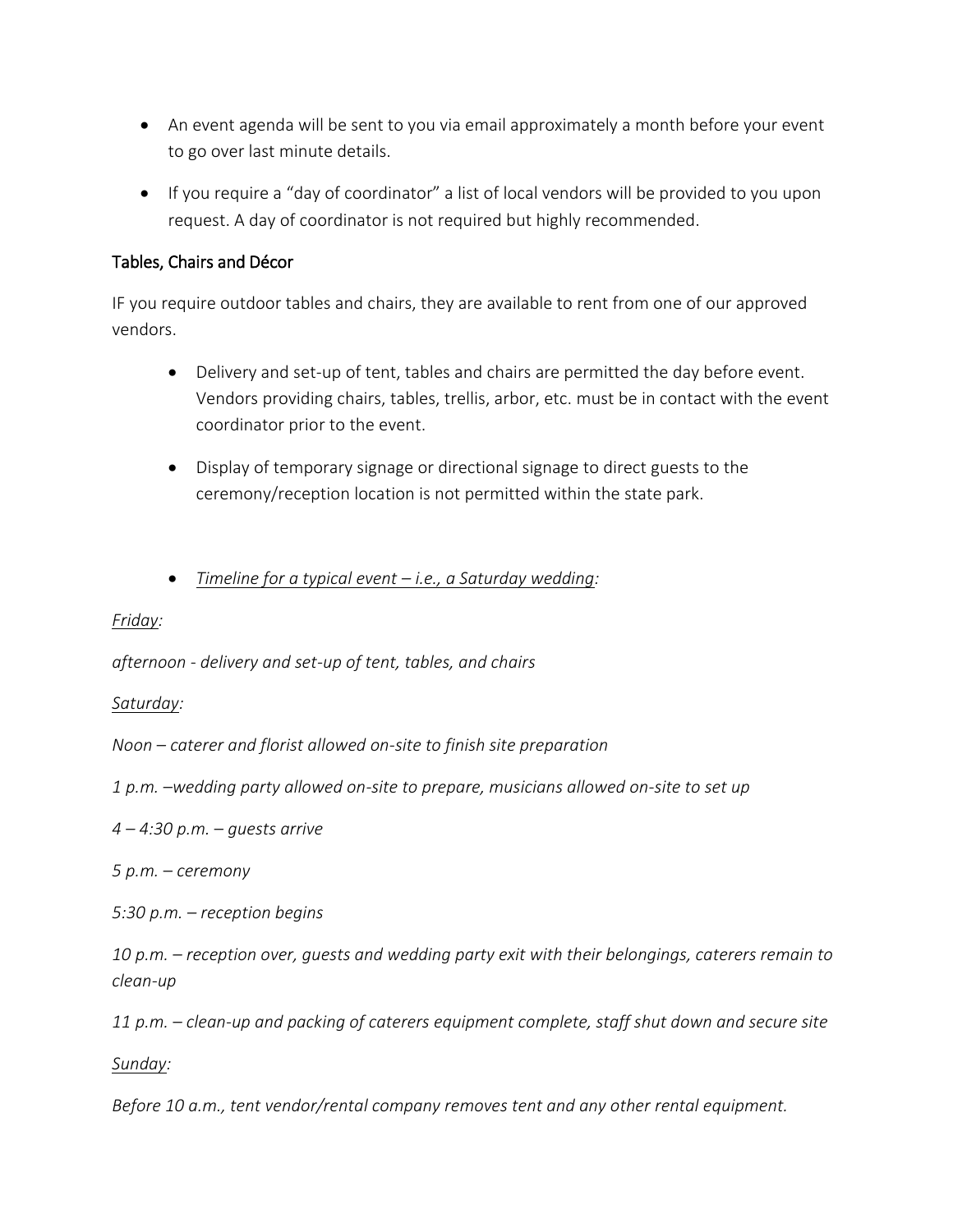- An event agenda will be sent to you via email approximately a month before your event to go over last minute details.
- If you require a "day of coordinator" a list of local vendors will be provided to you upon request. A day of coordinator is not required but highly recommended.

## Tables, Chairs and Décor

IF you require outdoor tables and chairs, they are available to rent from one of our approved vendors.

- Delivery and set-up of tent, tables and chairs are permitted the day before event. Vendors providing chairs, tables, trellis, arbor, etc. must be in contact with the event coordinator prior to the event.
- Display of temporary signage or directional signage to direct guests to the ceremony/reception location is not permitted within the state park.

- *Timeline for a typical event – i.e., a Saturday wedding:*

*Friday:*

*afternoon - delivery and set-up of tent, tables, and chairs*

*Saturday:*

*Noon – caterer and florist allowed on-site to finish site preparation*

*1 p.m. –wedding party allowed on-site to prepare, musicians allowed on-site to set up*

*4 – 4:30 p.m. – guests arrive*

*5 p.m. – ceremony*

*5:30 p.m. – reception begins*

*10 p.m. – reception over, guests and wedding party exit with their belongings, caterers remain to clean-up*

*11 p.m. – clean-up and packing of caterers equipment complete, staff shut down and secure site*

*Sunday:*

*Before 10 a.m., tent vendor/rental company removes tent and any other rental equipment.*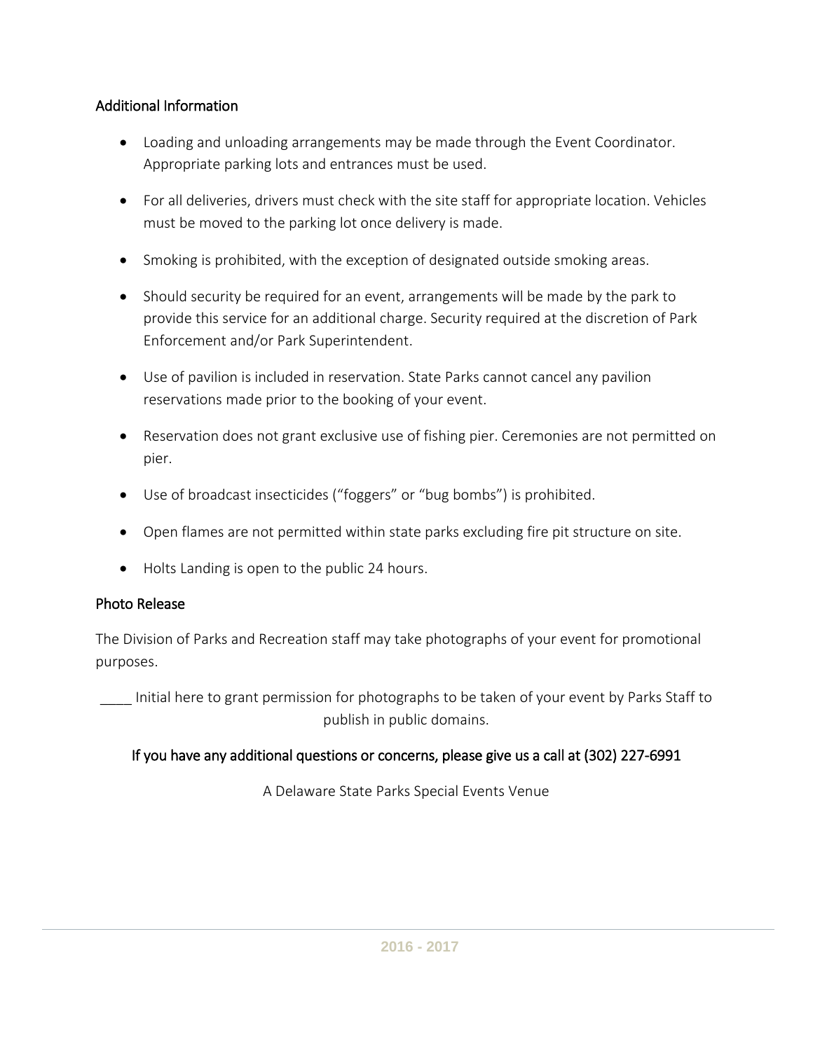## Additional Information

- Loading and unloading arrangements may be made through the Event Coordinator. Appropriate parking lots and entrances must be used.
- For all deliveries, drivers must check with the site staff for appropriate location. Vehicles must be moved to the parking lot once delivery is made.
- Smoking is prohibited, with the exception of designated outside smoking areas.
- Should security be required for an event, arrangements will be made by the park to provide this service for an additional charge. Security required at the discretion of Park Enforcement and/or Park Superintendent.
- Use of pavilion is included in reservation. State Parks cannot cancel any pavilion reservations made prior to the booking of your event.
- Reservation does not grant exclusive use of fishing pier. Ceremonies are not permitted on pier.
- Use of broadcast insecticides ("foggers" or "bug bombs") is prohibited.
- Open flames are not permitted within state parks excluding fire pit structure on site.
- Holts Landing is open to the public 24 hours.

## Photo Release

The Division of Parks and Recreation staff may take photographs of your event for promotional purposes.

____ Initial here to grant permission for photographs to be taken of your event by Parks Staff to publish in public domains.

**If you have any additional questions or concerns, please give us a call at (302) 227-6991**

A Delaware State Parks Special Events Venue